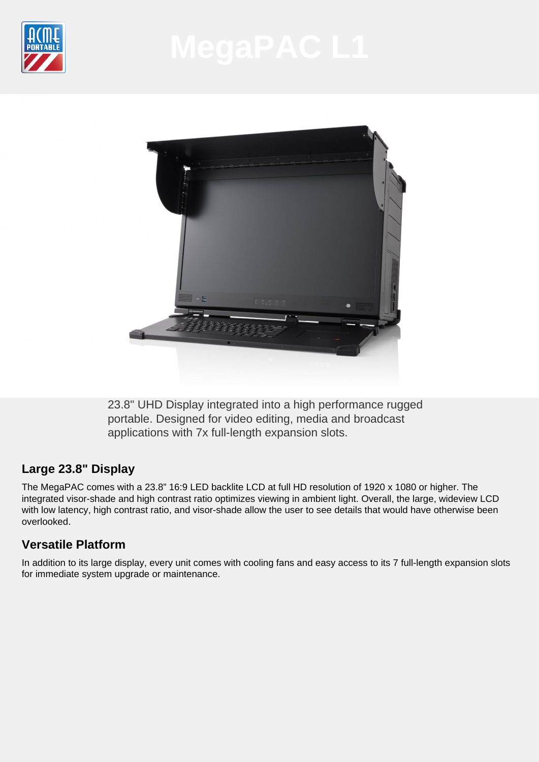# MegaPAC L1

23.8" UHD Display integrated into a high performance rugged portable. Designed for video editing, media and broadcast applications with 7x full-length expansion slots.

## Large 23.8" Display

The MegaPAC comes with a 23.8" 16:9 LED backlite LCD at full HD resolution of 1920 x 1080 or higher. The integrated visor-shade and high contrast ratio optimizes viewing in ambient light. Overall, the large, wideview LCD with low latency, high contrast ratio, and visor-shade allow the user to see details that would have otherwise been overlooked.

## Versatile Platform

In addition to its large display, every unit comes with cooling fans and easy access to its 7 full-length expansion slots for immediate system upgrade or maintenance.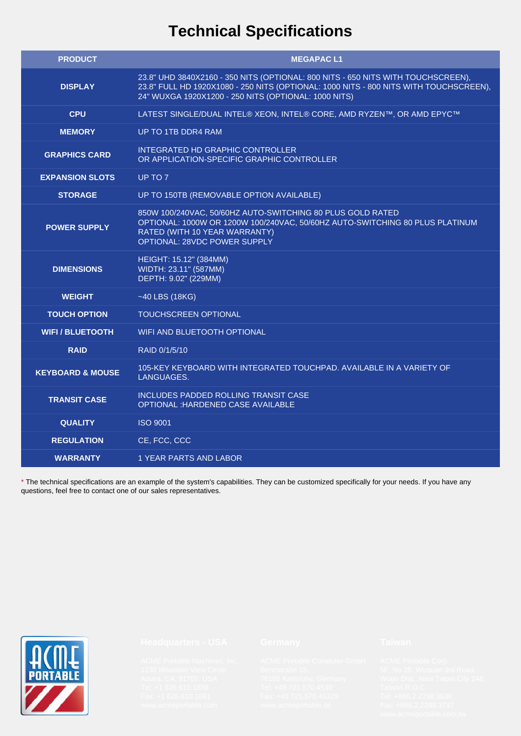# Technical Specifications

| PRODUCT | MEGAPAC L1 |
|---|---|
| DISPLAY | 23.8" UHD 3840X2160 - 350 NITS (OPTIONAL: 800 NITS - 650 NITS WITH TOUCHSCREEN), 23.8" FULL HD 1920X1080 - 250 NITS (OPTIONAL: 1000 NITS - 800 NITS WITH TOUCHSCREEN), 24" WUXGA 1920X1200 - 250 NITS (OPTIONAL: 1000 NITS) |
| CPU | LATEST SINGLE/DUAL INTEL® XEON, INTEL® CORE, AMD RYZEN™, OR AMD EPYC™ |
| MEMORY | UP TO 1TB DDR4 RAM |
| GRAPHICS CARD | INTEGRATED HD GRAPHIC CONTROLLER<br>OR APPLICATION-SPECIFIC GRAPHIC CONTROLLER |
| EXPANSION SLOTS | UP TO 7 |
| STORAGE | UP TO 150TB (REMOVABLE OPTION AVAILABLE) |
| POWER SUPPLY | 850W 100/240VAC, 50/60HZ AUTO-SWITCHING 80 PLUS GOLD RATED<br>OPTIONAL: 1000W OR 1200W 100/240VAC, 50/60HZ AUTO-SWITCHING 80 PLUS PLATINUM RATED (WITH 10 YEAR WARRANTY)<br>OPTIONAL: 28VDC POWER SUPPLY |
| DIMENSIONS | HEIGHT: 15.12" (384MM)<br>WIDTH: 23.11" (587MM)<br>DEPTH: 9.02" (229MM) |
| WEIGHT | ~40 LBS (18KG) |
| TOUCH OPTION | TOUCHSCREEN OPTIONAL |
| WIFI / BLUETOOTH | WIFI AND BLUETOOTH OPTIONAL |
| RAID | RAID 0/1/5/10 |
| KEYBOARD & MOUSE | 105-KEY KEYBOARD WITH INTEGRATED TOUCHPAD. AVAILABLE IN A VARIETY OF LANGUAGES. |
| TRANSIT CASE | INCLUDES PADDED ROLLING TRANSIT CASE<br>OPTIONAL :HARDENED CASE AVAILABLE |
| QUALITY | ISO 9001 |
| REGULATION | CE, FCC, CCC |
| WARRANTY | 1 YEAR PARTS AND LABOR |

* The technical specifications are an example of the system's capabilities. They can be customized specifically for your needs. If you have any questions, feel free to contact one of our sales representatives.

ACME PORTABLE

**Headquarters - USA**
ACME Portable Machines, Inc.
1330 Mountain View Circle,
Azusa, CA, 91702, USA
Tel: +1 626.610.1888
Fax: +1 626.610.1881
www.acmeportable.com

**Germany**
ACME Portable Computer GmbH
Benzstraße 15,
76185 Karlsruhe, Germany
Tel: +49.721.570.4530
Fax: +49.721.570.45329
www.acmeportable.de

**Taiwan**
ACME Portable Corp.
5F, No 25, Wuquan 3rd Road,
Wugu Dist., New Taipei City 248,
Taiwan R.O.C
Tel: +886.2.2298.3636
Fax: +886.2.2298.3737
www.acmeportable.com.tw